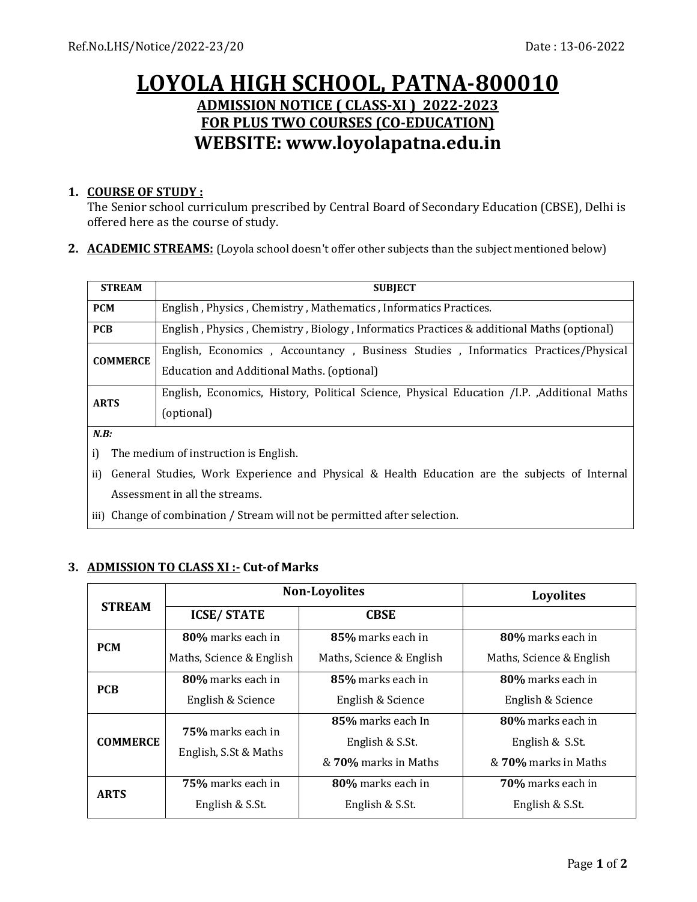Ref.No.LHS/Notice/2022-23/20 Date : 13-06-2022

# LOYOLA HIGH SCHOOL, PATNA-800010

## ADMISSION NOTICE ( CLASS-XI ) 2022-2023

## FOR PLUS TWO COURSES (CO-EDUCATION)

## WEBSITE: www.loyolapatna.edu.in

1. **COURSE OF STUDY :**
   The Senior school curriculum prescribed by Central Board of Secondary Education (CBSE), Delhi is offered here as the course of study.

2. **ACADEMIC STREAMS:** (Loyola school doesn't offer other subjects than the subject mentioned below)

| STREAM | SUBJECT |
|---|---|
| **PCM** | English , Physics , Chemistry , Mathematics , Informatics Practices. |
| **PCB** | English , Physics , Chemistry , Biology , Informatics Practices & additional Maths (optional) |
| **COMMERCE** | English, Economics , Accountancy , Business Studies , Informatics Practices/Physical Education and Additional Maths. (optional) |
| **ARTS** | English, Economics, History, Political Science, Physical Education /I.P. ,Additional Maths (optional) |

***N.B:***

i) The medium of instruction is English.

ii) General Studies, Work Experience and Physical & Health Education are the subjects of Internal Assessment in all the streams.

iii) Change of combination / Stream will not be permitted after selection.

3. **ADMISSION TO CLASS XI :- Cut-of Marks**

| STREAM | Non-Loyolites | | Loyolites |
|---|---|---|---|
| | ICSE/ STATE | CBSE | |
| **PCM** | **80%** marks each in Maths, Science & English | **85%** marks each in Maths, Science & English | **80%** marks each in Maths, Science & English |
| **PCB** | **80%** marks each in English & Science | **85%** marks each in English & Science | **80%** marks each in English & Science |
| **COMMERCE** | **75%** marks each in English, S.St & Maths | **85%** marks each In English & S.St. & **70%** marks in Maths | **80%** marks each in English & S.St. & **70%** marks in Maths |
| **ARTS** | **75%** marks each in English & S.St. | **80%** marks each in English & S.St. | **70%** marks each in English & S.St. |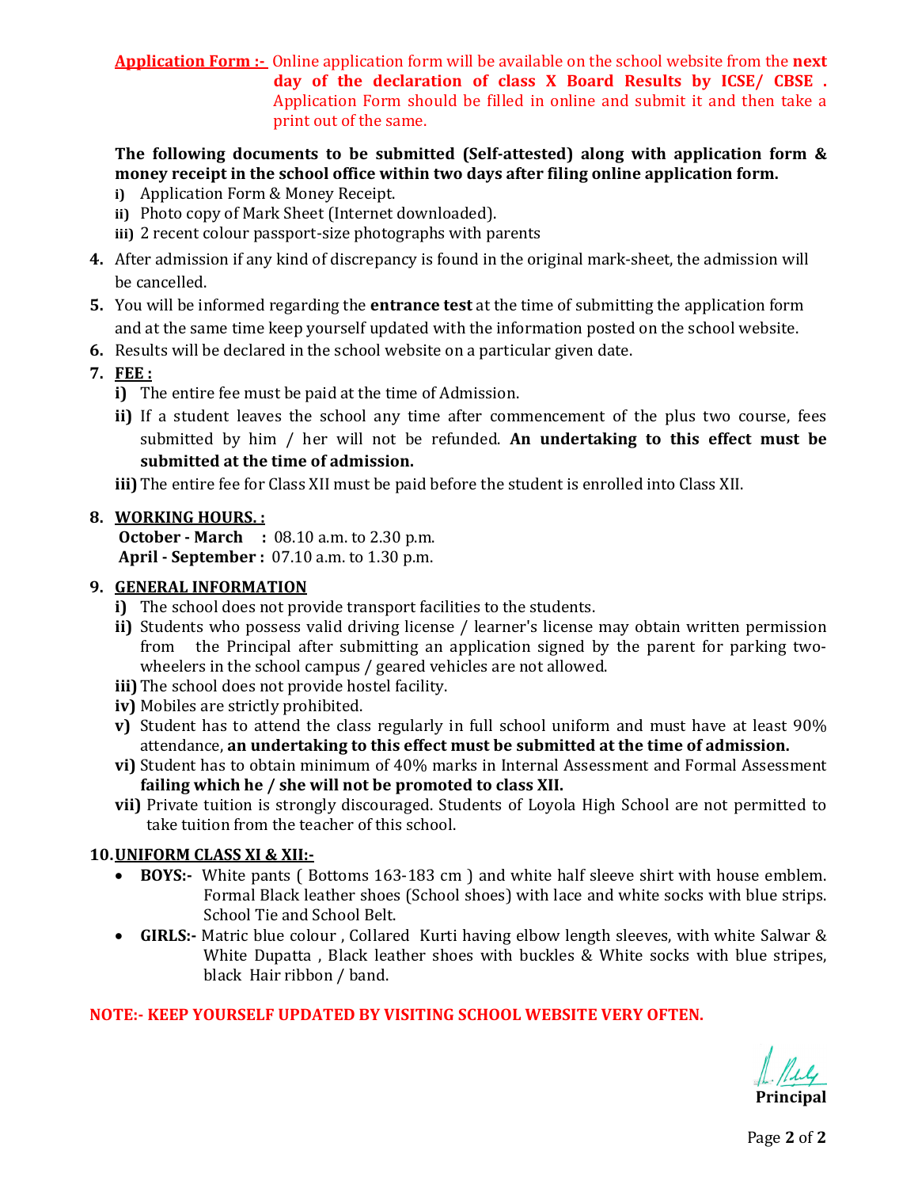**Application Form :-** Online application form will be available on the school website from the **next day of the declaration of class X Board Results by ICSE/ CBSE .** Application Form should be filled in online and submit it and then take a print out of the same.

**The following documents to be submitted (Self-attested) along with application form & money receipt in the school office within two days after filing online application form.**

- i) Application Form & Money Receipt.
- ii) Photo copy of Mark Sheet (Internet downloaded).
- iii) 2 recent colour passport-size photographs with parents

4. After admission if any kind of discrepancy is found in the original mark-sheet, the admission will be cancelled.
5. You will be informed regarding the **entrance test** at the time of submitting the application form and at the same time keep yourself updated with the information posted on the school website.
6. Results will be declared in the school website on a particular given date.
7. **FEE :**
   - **i)** The entire fee must be paid at the time of Admission.
   - **ii)** If a student leaves the school any time after commencement of the plus two course, fees submitted by him / her will not be refunded. **An undertaking to this effect must be submitted at the time of admission.**
   - **iii)** The entire fee for Class XII must be paid before the student is enrolled into Class XII.
8. **WORKING HOURS. :**
   **October - March :** 08.10 a.m. to 2.30 p.m.
   **April - September :** 07.10 a.m. to 1.30 p.m.
9. **GENERAL INFORMATION**
   - **i)** The school does not provide transport facilities to the students.
   - **ii)** Students who possess valid driving license / learner's license may obtain written permission from the Principal after submitting an application signed by the parent for parking two-wheelers in the school campus / geared vehicles are not allowed.
   - **iii)** The school does not provide hostel facility.
   - **iv)** Mobiles are strictly prohibited.
   - **v)** Student has to attend the class regularly in full school uniform and must have at least 90% attendance, **an undertaking to this effect must be submitted at the time of admission.**
   - **vi)** Student has to obtain minimum of 40% marks in Internal Assessment and Formal Assessment **failing which he / she will not be promoted to class XII.**
   - **vii)** Private tuition is strongly discouraged. Students of Loyola High School are not permitted to take tuition from the teacher of this school.
10. **UNIFORM CLASS XI & XII:-**
    - **BOYS:-** White pants ( Bottoms 163-183 cm ) and white half sleeve shirt with house emblem. Formal Black leather shoes (School shoes) with lace and white socks with blue strips. School Tie and School Belt.
    - **GIRLS:-** Matric blue colour , Collared Kurti having elbow length sleeves, with white Salwar & White Dupatta , Black leather shoes with buckles & White socks with blue stripes, black Hair ribbon / band.

**NOTE:- KEEP YOURSELF UPDATED BY VISITING SCHOOL WEBSITE VERY OFTEN.**

**Principal**